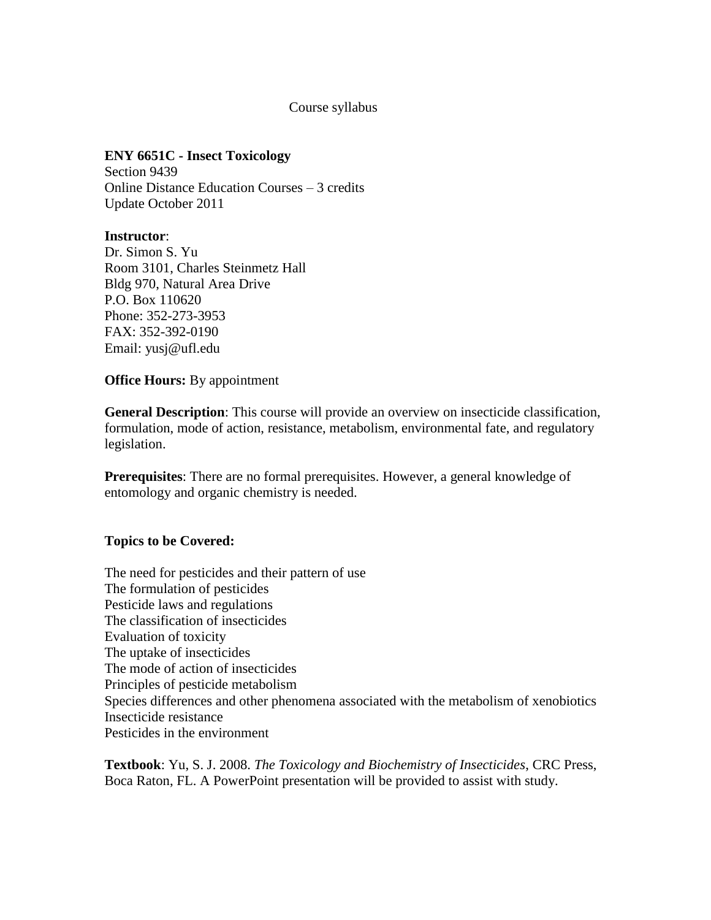Course syllabus

**ENY 6651C - Insect Toxicology**
Section 9439
Online Distance Education Courses – 3 credits
Update October 2011

**Instructor**:
Dr. Simon S. Yu
Room 3101, Charles Steinmetz Hall
Bldg 970, Natural Area Drive
P.O. Box 110620
Phone: 352-273-3953
FAX: 352-392-0190
Email: yusj@ufl.edu

**Office Hours:** By appointment

**General Description**: This course will provide an overview on insecticide classification, formulation, mode of action, resistance, metabolism, environmental fate, and regulatory legislation.

**Prerequisites**: There are no formal prerequisites. However, a general knowledge of entomology and organic chemistry is needed.

**Topics to be Covered:**

The need for pesticides and their pattern of use
The formulation of pesticides
Pesticide laws and regulations
The classification of insecticides
Evaluation of toxicity
The uptake of insecticides
The mode of action of insecticides
Principles of pesticide metabolism
Species differences and other phenomena associated with the metabolism of xenobiotics
Insecticide resistance
Pesticides in the environment

**Textbook**: Yu, S. J. 2008. *The Toxicology and Biochemistry of Insecticides*, CRC Press, Boca Raton, FL. A PowerPoint presentation will be provided to assist with study.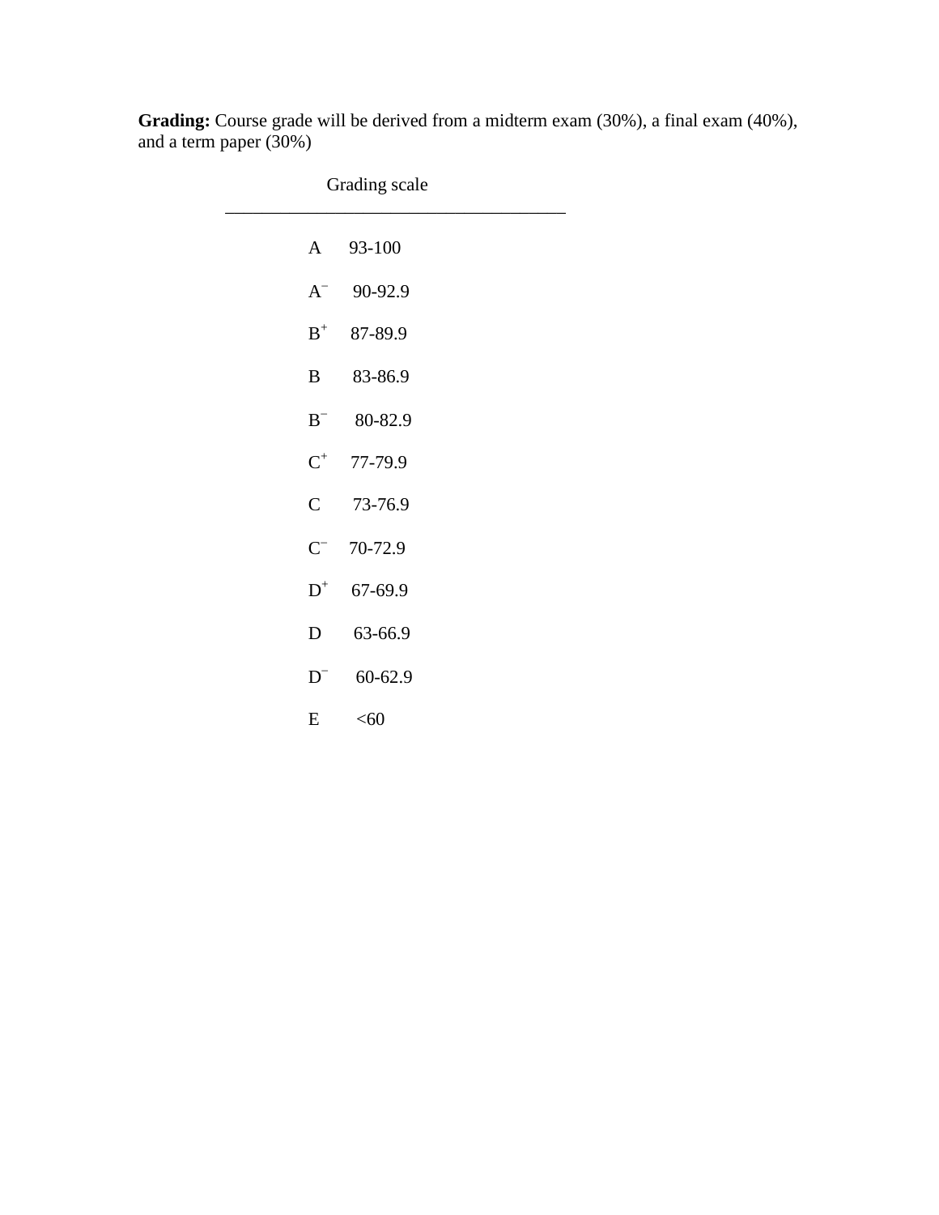**Grading:** Course grade will be derived from a midterm exam (30%), a final exam (40%), and a term paper (30%)

Grading scale

| | |
|---|---|
| A | 93-100 |
| A$^-$ | 90-92.9 |
| B$^+$ | 87-89.9 |
| B | 83-86.9 |
| B$^-$ | 80-82.9 |
| C$^+$ | 77-79.9 |
| C | 73-76.9 |
| C$^-$ | 70-72.9 |
| D$^+$ | 67-69.9 |
| D | 63-66.9 |
| D$^-$ | 60-62.9 |
| E | <60 |